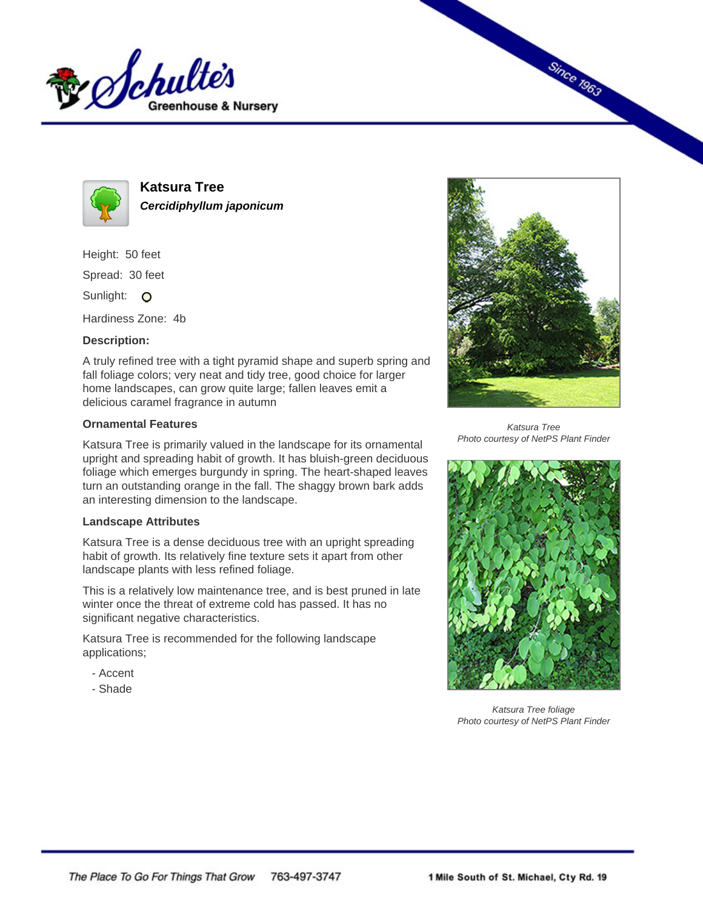Schulte's Greenhouse & Nursery

Since 1963

# Katsura Tree

***Cercidiphyllum japonicum***

Height: 50 feet

Spread: 30 feet

Sunlight: O

Hardiness Zone: 4b

### Description:

A truly refined tree with a tight pyramid shape and superb spring and fall foliage colors; very neat and tidy tree, good choice for larger home landscapes, can grow quite large; fallen leaves emit a delicious caramel fragrance in autumn

### Ornamental Features

Katsura Tree is primarily valued in the landscape for its ornamental upright and spreading habit of growth. It has bluish-green deciduous foliage which emerges burgundy in spring. The heart-shaped leaves turn an outstanding orange in the fall. The shaggy brown bark adds an interesting dimension to the landscape.

### Landscape Attributes

Katsura Tree is a dense deciduous tree with an upright spreading habit of growth. Its relatively fine texture sets it apart from other landscape plants with less refined foliage.

This is a relatively low maintenance tree, and is best pruned in late winter once the threat of extreme cold has passed. It has no significant negative characteristics.

Katsura Tree is recommended for the following landscape applications;

- Accent
- Shade

*Katsura Tree*
*Photo courtesy of NetPS Plant Finder*

*Katsura Tree foliage*
*Photo courtesy of NetPS Plant Finder*

*The Place To Go For Things That Grow* 763-497-3747 **1 Mile South of St. Michael, Cty Rd. 19**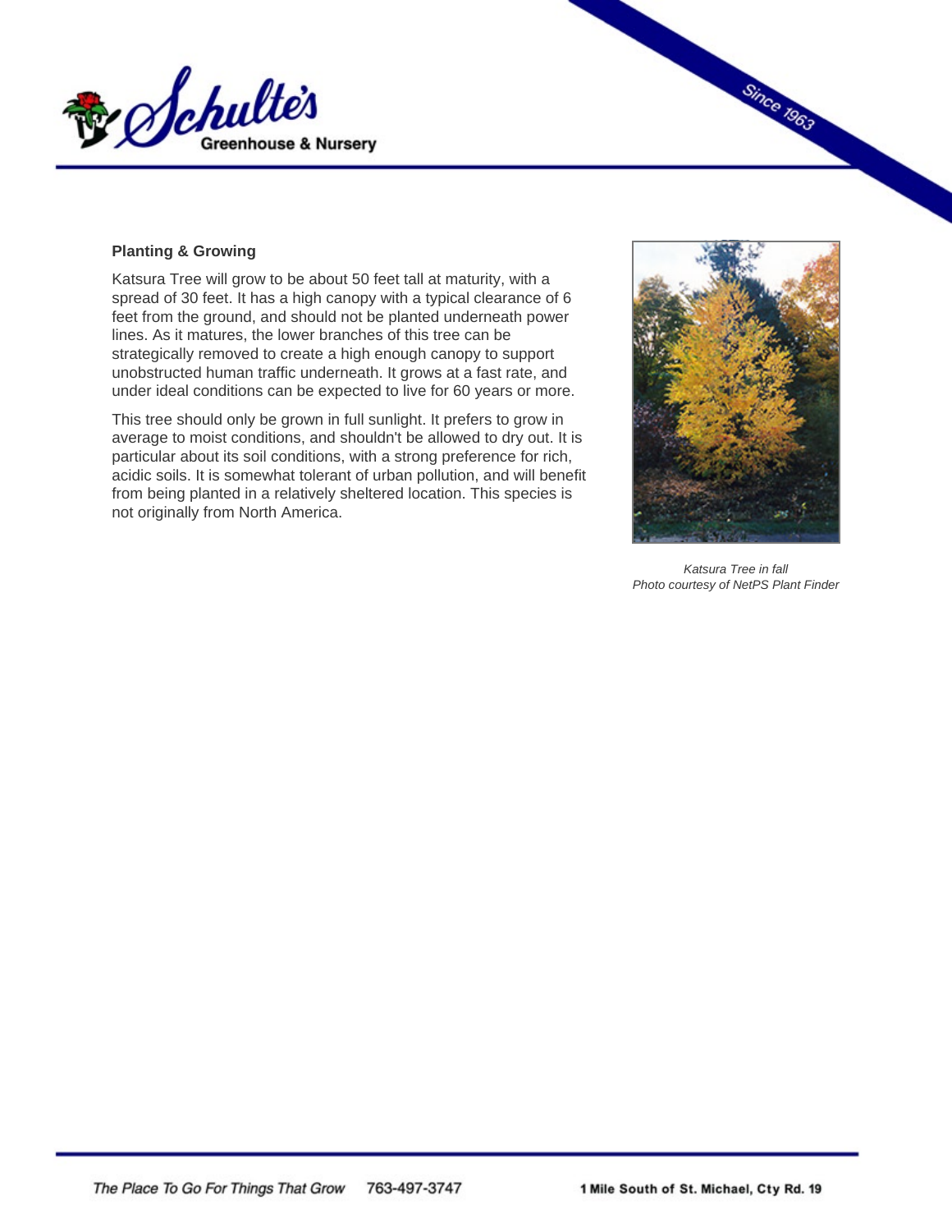### Planting & Growing

Katsura Tree will grow to be about 50 feet tall at maturity, with a spread of 30 feet. It has a high canopy with a typical clearance of 6 feet from the ground, and should not be planted underneath power lines. As it matures, the lower branches of this tree can be strategically removed to create a high enough canopy to support unobstructed human traffic underneath. It grows at a fast rate, and under ideal conditions can be expected to live for 60 years or more.

This tree should only be grown in full sunlight. It prefers to grow in average to moist conditions, and shouldn't be allowed to dry out. It is particular about its soil conditions, with a strong preference for rich, acidic soils. It is somewhat tolerant of urban pollution, and will benefit from being planted in a relatively sheltered location. This species is not originally from North America.

*Katsura Tree in fall*
*Photo courtesy of NetPS Plant Finder*